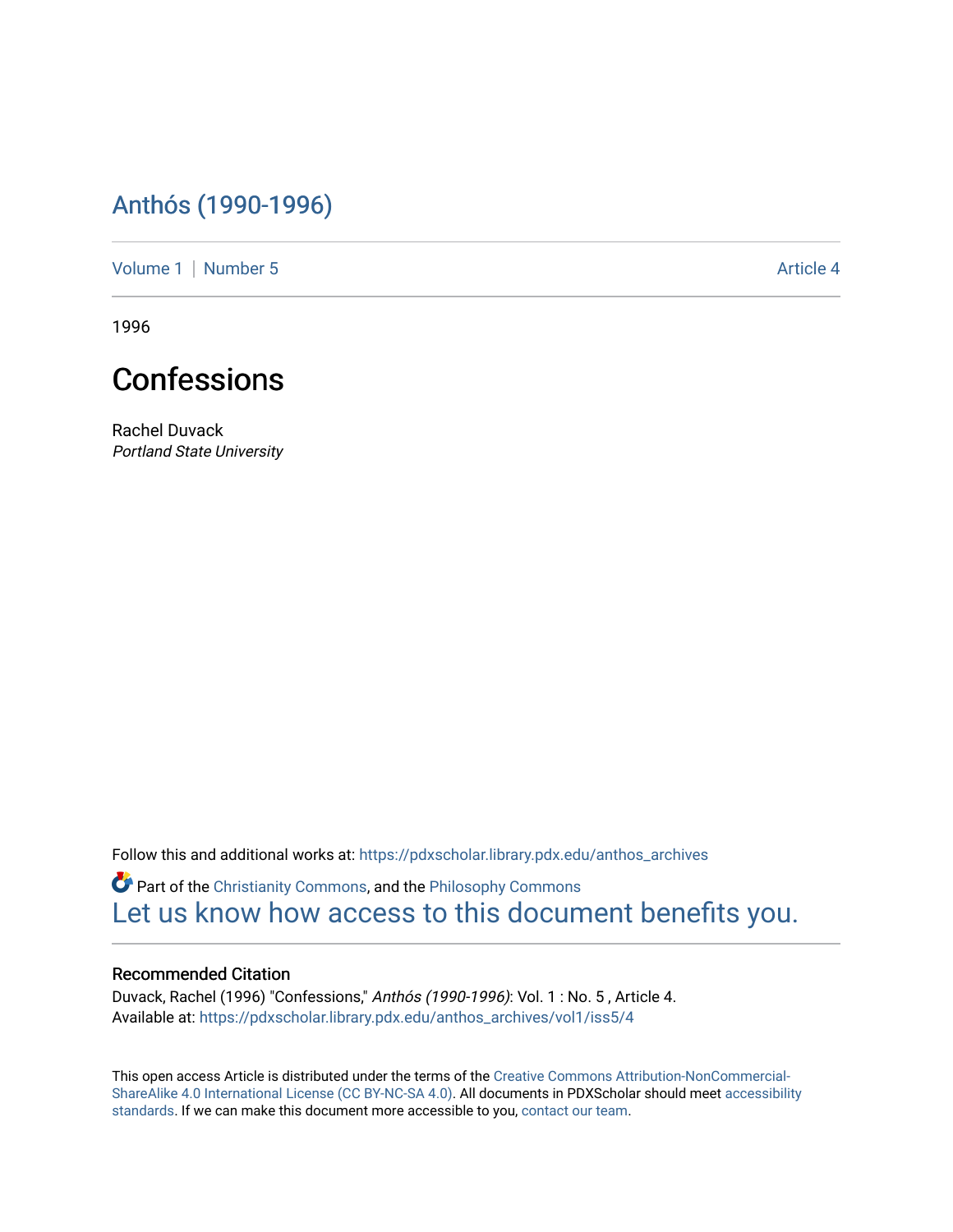# Anthós (1990-1996)

Volume 1 | Number 5 — Article 4

1996

## Confessions

Rachel Duvack
*Portland State University*

Follow this and additional works at: https://pdxscholar.library.pdx.edu/anthos_archives

Part of the Christianity Commons, and the Philosophy Commons

Let us know how access to this document benefits you.

### Recommended Citation

Duvack, Rachel (1996) "Confessions," *Anthós (1990-1996)*: Vol. 1 : No. 5 , Article 4.
Available at: https://pdxscholar.library.pdx.edu/anthos_archives/vol1/iss5/4

This open access Article is distributed under the terms of the Creative Commons Attribution-NonCommercial-ShareAlike 4.0 International License (CC BY-NC-SA 4.0). All documents in PDXScholar should meet accessibility standards. If we can make this document more accessible to you, contact our team.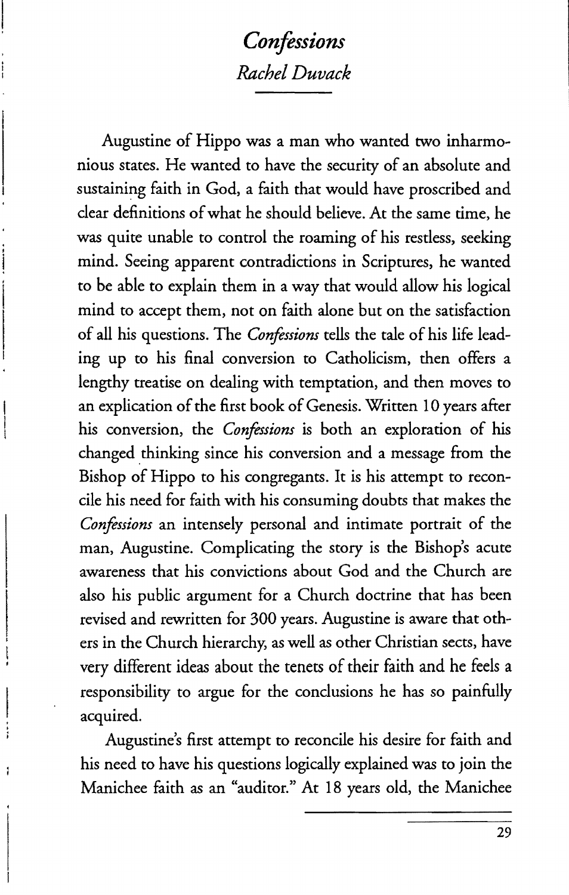# *Confessions*

## *Rachel Duvack*

Augustine of Hippo was a man who wanted two inharmonious states. He wanted to have the security of an absolute and sustaining faith in God, a faith that would have proscribed and clear definitions of what he should believe. At the same time, he was quite unable to control the roaming of his restless, seeking mind. Seeing apparent contradictions in Scriptures, he wanted to be able to explain them in a way that would allow his logical mind to accept them, not on faith alone but on the satisfaction of all his questions. The *Confessions* tells the tale of his life leading up to his final conversion to Catholicism, then offers a lengthy treatise on dealing with temptation, and then moves to an explication of the first book of Genesis. Written 10 years after his conversion, the *Confessions* is both an exploration of his changed thinking since his conversion and a message from the Bishop of Hippo to his congregants. It is his attempt to reconcile his need for faith with his consuming doubts that makes the *Confessions* an intensely personal and intimate portrait of the man, Augustine. Complicating the story is the Bishop's acute awareness that his convictions about God and the Church are also his public argument for a Church doctrine that has been revised and rewritten for 300 years. Augustine is aware that others in the Church hierarchy, as well as other Christian sects, have very different ideas about the tenets of their faith and he feels a responsibility to argue for the conclusions he has so painfully acquired.

Augustine's first attempt to reconcile his desire for faith and his need to have his questions logically explained was to join the Manichee faith as an "auditor." At 18 years old, the Manichee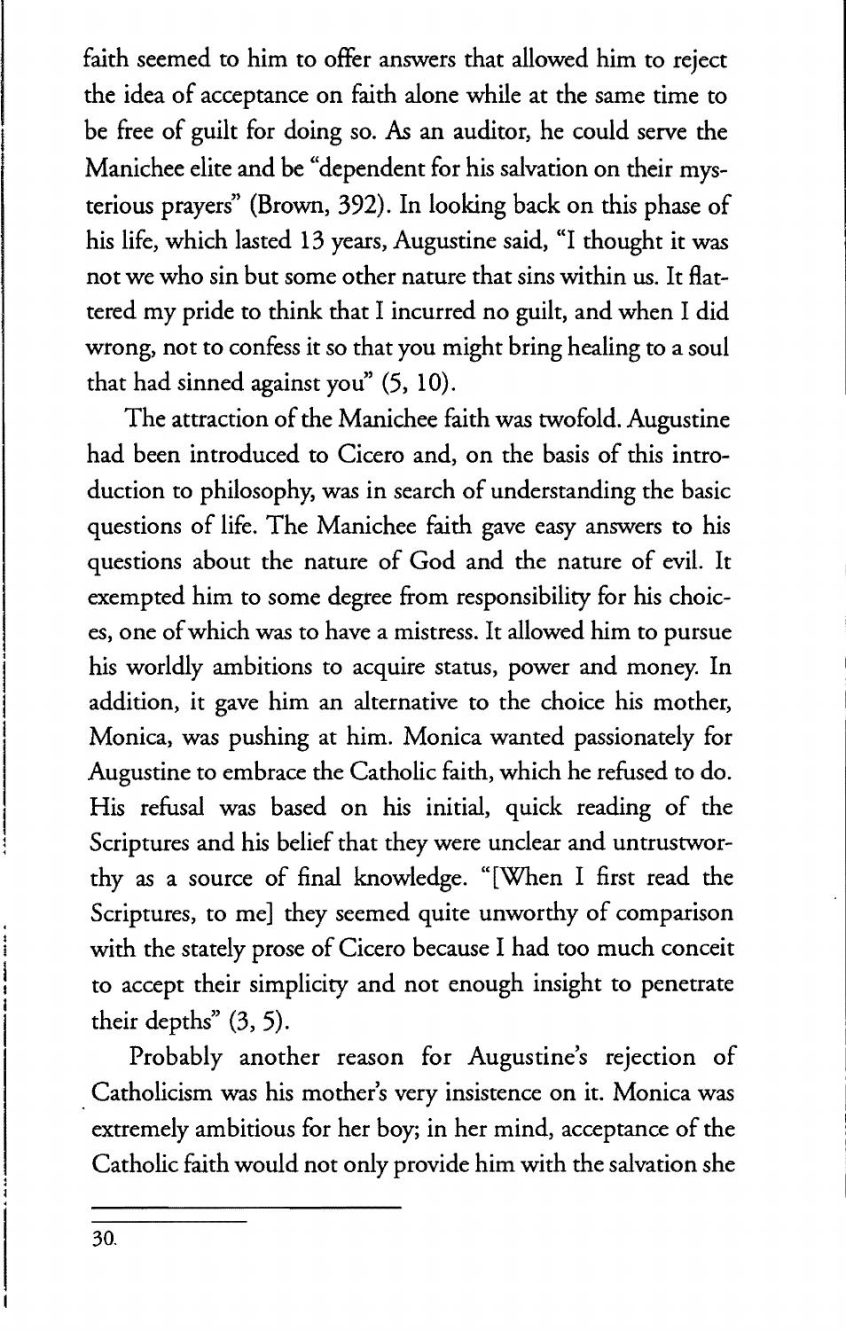faith seemed to him to offer answers that allowed him to reject the idea of acceptance on faith alone while at the same time to be free of guilt for doing so. As an auditor, he could serve the Manichee elite and be "dependent for his salvation on their mysterious prayers" (Brown, 392). In looking back on this phase of his life, which lasted 13 years, Augustine said, "I thought it was not we who sin but some other nature that sins within us. It flattered my pride to think that I incurred no guilt, and when I did wrong, not to confess it so that you might bring healing to a soul that had sinned against you" (5, 10).

The attraction of the Manichee faith was twofold. Augustine had been introduced to Cicero and, on the basis of this introduction to philosophy, was in search of understanding the basic questions of life. The Manichee faith gave easy answers to his questions about the nature of God and the nature of evil. It exempted him to some degree from responsibility for his choices, one of which was to have a mistress. It allowed him to pursue his worldly ambitions to acquire status, power and money. In addition, it gave him an alternative to the choice his mother, Monica, was pushing at him. Monica wanted passionately for Augustine to embrace the Catholic faith, which he refused to do. His refusal was based on his initial, quick reading of the Scriptures and his belief that they were unclear and untrustworthy as a source of final knowledge. "[When I first read the Scriptures, to me] they seemed quite unworthy of comparison with the stately prose of Cicero because I had too much conceit to accept their simplicity and not enough insight to penetrate their depths" (3, 5).

Probably another reason for Augustine's rejection of Catholicism was his mother's very insistence on it. Monica was extremely ambitious for her boy; in her mind, acceptance of the Catholic faith would not only provide him with the salvation she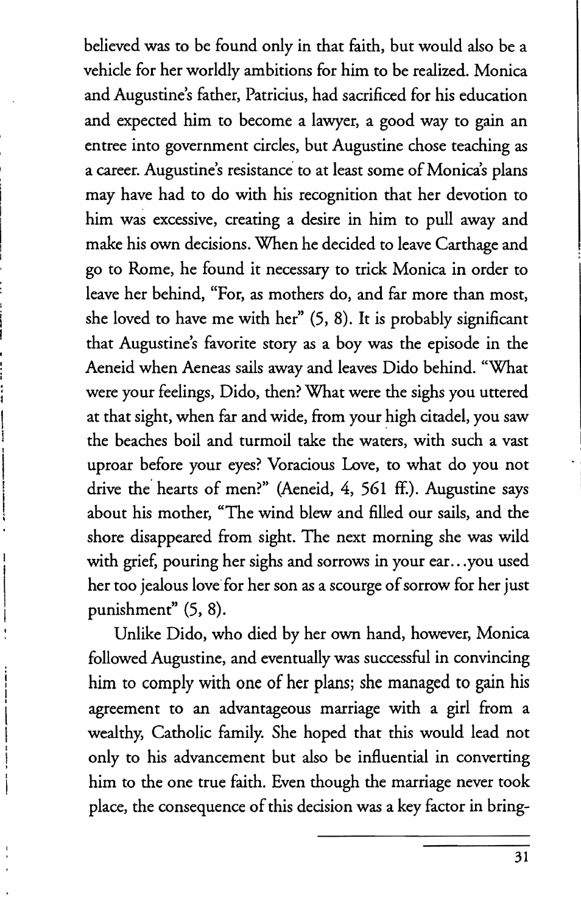believed was to be found only in that faith, but would also be a vehicle for her worldly ambitions for him to be realized. Monica and Augustine's father, Patricius, had sacrificed for his education and expected him to become a lawyer, a good way to gain an entree into government circles, but Augustine chose teaching as a career. Augustine's resistance to at least some of Monica's plans may have had to do with his recognition that her devotion to him was excessive, creating a desire in him to pull away and make his own decisions. When he decided to leave Carthage and go to Rome, he found it necessary to trick Monica in order to leave her behind, "For, as mothers do, and far more than most, she loved to have me with her" (5, 8). It is probably significant that Augustine's favorite story as a boy was the episode in the Aeneid when Aeneas sails away and leaves Dido behind. "What were your feelings, Dido, then? What were the sighs you uttered at that sight, when far and wide, from your high citadel, you saw the beaches boil and turmoil take the waters, with such a vast uproar before your eyes? Voracious Love, to what do you not drive the hearts of men?" (Aeneid, 4, 561 ff.). Augustine says about his mother, "The wind blew and filled our sails, and the shore disappeared from sight. The next morning she was wild with grief, pouring her sighs and sorrows in your ear...you used her too jealous love for her son as a scourge of sorrow for her just punishment" (5, 8).

Unlike Dido, who died by her own hand, however, Monica followed Augustine, and eventually was successful in convincing him to comply with one of her plans; she managed to gain his agreement to an advantageous marriage with a girl from a wealthy, Catholic family. She hoped that this would lead not only to his advancement but also be influential in converting him to the one true faith. Even though the marriage never took place, the consequence of this decision was a key factor in bring-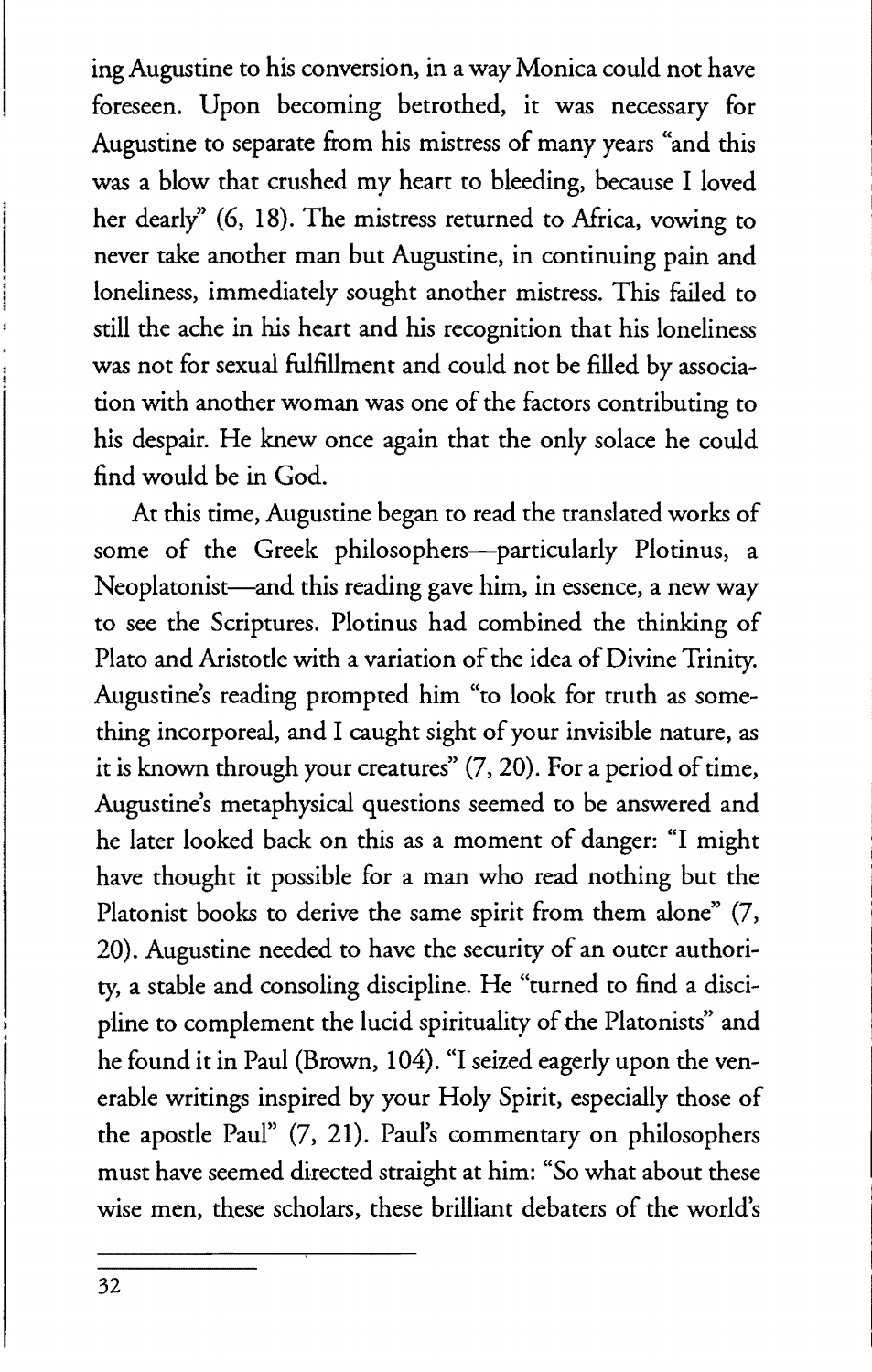ing Augustine to his conversion, in a way Monica could not have foreseen. Upon becoming betrothed, it was necessary for Augustine to separate from his mistress of many years "and this was a blow that crushed my heart to bleeding, because I loved her dearly" (6, 18). The mistress returned to Africa, vowing to never take another man but Augustine, in continuing pain and loneliness, immediately sought another mistress. This failed to still the ache in his heart and his recognition that his loneliness was not for sexual fulfillment and could not be filled by association with another woman was one of the factors contributing to his despair. He knew once again that the only solace he could find would be in God.

At this time, Augustine began to read the translated works of some of the Greek philosophers—particularly Plotinus, a Neoplatonist—and this reading gave him, in essence, a new way to see the Scriptures. Plotinus had combined the thinking of Plato and Aristotle with a variation of the idea of Divine Trinity. Augustine's reading prompted him "to look for truth as something incorporeal, and I caught sight of your invisible nature, as it is known through your creatures" (7, 20). For a period of time, Augustine's metaphysical questions seemed to be answered and he later looked back on this as a moment of danger: "I might have thought it possible for a man who read nothing but the Platonist books to derive the same spirit from them alone" (7, 20). Augustine needed to have the security of an outer authority, a stable and consoling discipline. He "turned to find a discipline to complement the lucid spirituality of the Platonists" and he found it in Paul (Brown, 104). "I seized eagerly upon the venerable writings inspired by your Holy Spirit, especially those of the apostle Paul" (7, 21). Paul's commentary on philosophers must have seemed directed straight at him: "So what about these wise men, these scholars, these brilliant debaters of the world's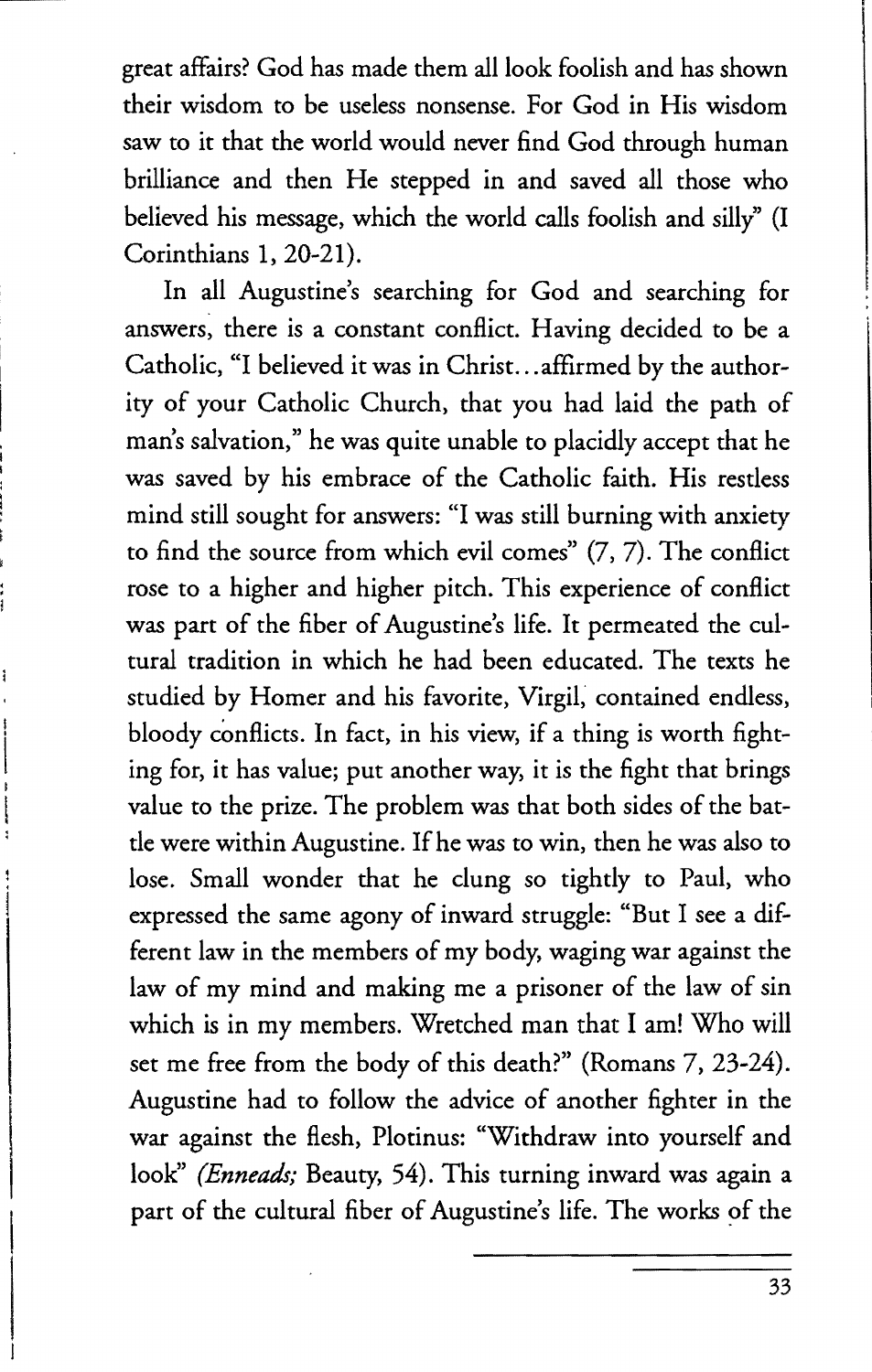great affairs? God has made them all look foolish and has shown their wisdom to be useless nonsense. For God in His wisdom saw to it that the world would never find God through human brilliance and then He stepped in and saved all those who believed his message, which the world calls foolish and silly" (I Corinthians 1, 20-21).

In all Augustine's searching for God and searching for answers, there is a constant conflict. Having decided to be a Catholic, "I believed it was in Christ...affirmed by the authority of your Catholic Church, that you had laid the path of man's salvation," he was quite unable to placidly accept that he was saved by his embrace of the Catholic faith. His restless mind still sought for answers: "I was still burning with anxiety to find the source from which evil comes" (7, 7). The conflict rose to a higher and higher pitch. This experience of conflict was part of the fiber of Augustine's life. It permeated the cultural tradition in which he had been educated. The texts he studied by Homer and his favorite, Virgil, contained endless, bloody conflicts. In fact, in his view, if a thing is worth fighting for, it has value; put another way, it is the fight that brings value to the prize. The problem was that both sides of the battle were within Augustine. If he was to win, then he was also to lose. Small wonder that he clung so tightly to Paul, who expressed the same agony of inward struggle: "But I see a different law in the members of my body, waging war against the law of my mind and making me a prisoner of the law of sin which is in my members. Wretched man that I am! Who will set me free from the body of this death?" (Romans 7, 23-24). Augustine had to follow the advice of another fighter in the war against the flesh, Plotinus: "Withdraw into yourself and look" (*Enneads;* Beauty, 54). This turning inward was again a part of the cultural fiber of Augustine's life. The works of the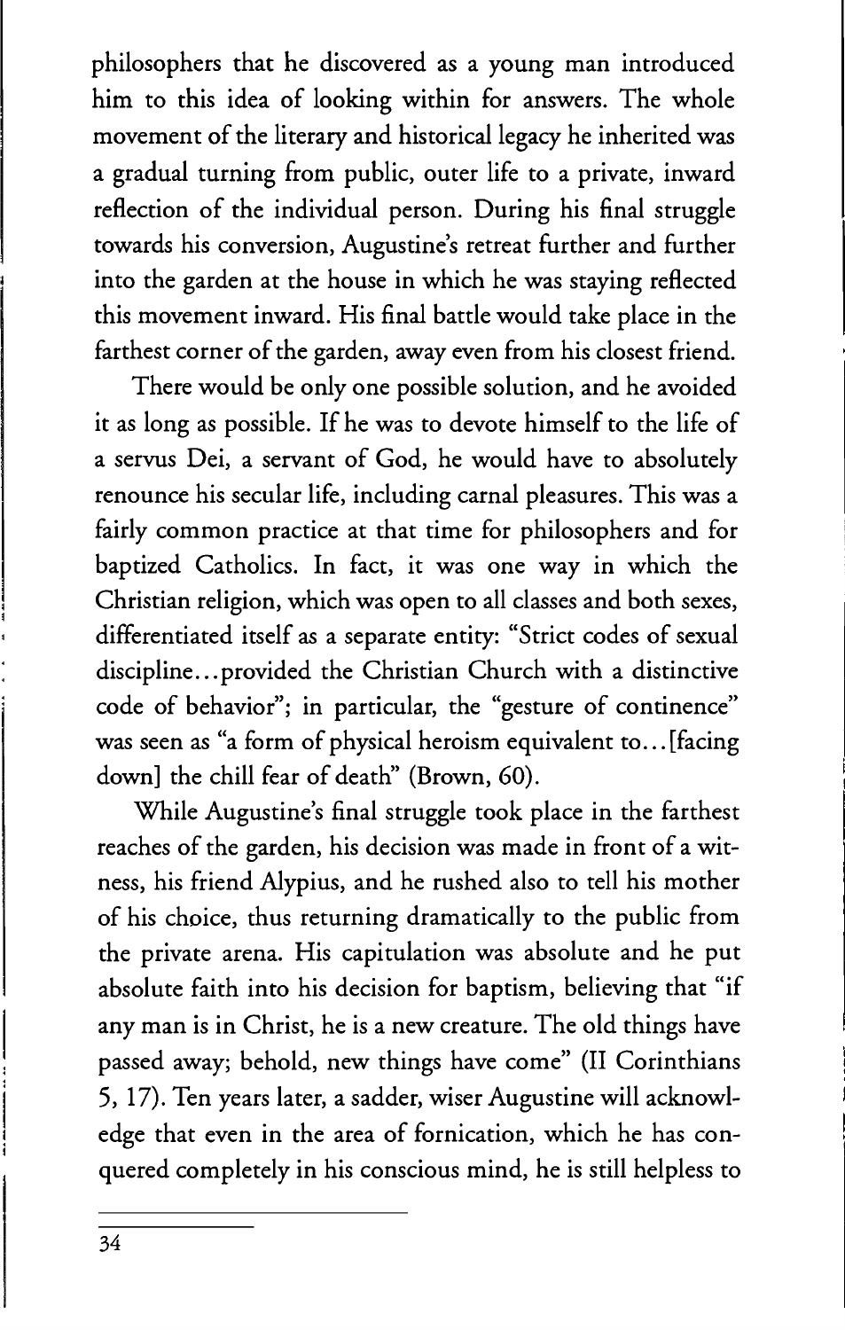philosophers that he discovered as a young man introduced him to this idea of looking within for answers. The whole movement of the literary and historical legacy he inherited was a gradual turning from public, outer life to a private, inward reflection of the individual person. During his final struggle towards his conversion, Augustine's retreat further and further into the garden at the house in which he was staying reflected this movement inward. His final battle would take place in the farthest corner of the garden, away even from his closest friend.

There would be only one possible solution, and he avoided it as long as possible. If he was to devote himself to the life of a servus Dei, a servant of God, he would have to absolutely renounce his secular life, including carnal pleasures. This was a fairly common practice at that time for philosophers and for baptized Catholics. In fact, it was one way in which the Christian religion, which was open to all classes and both sexes, differentiated itself as a separate entity: "Strict codes of sexual discipline...provided the Christian Church with a distinctive code of behavior"; in particular, the "gesture of continence" was seen as "a form of physical heroism equivalent to...[facing down] the chill fear of death" (Brown, 60).

While Augustine's final struggle took place in the farthest reaches of the garden, his decision was made in front of a witness, his friend Alypius, and he rushed also to tell his mother of his choice, thus returning dramatically to the public from the private arena. His capitulation was absolute and he put absolute faith into his decision for baptism, believing that "if any man is in Christ, he is a new creature. The old things have passed away; behold, new things have come" (II Corinthians 5, 17). Ten years later, a sadder, wiser Augustine will acknowledge that even in the area of fornication, which he has conquered completely in his conscious mind, he is still helpless to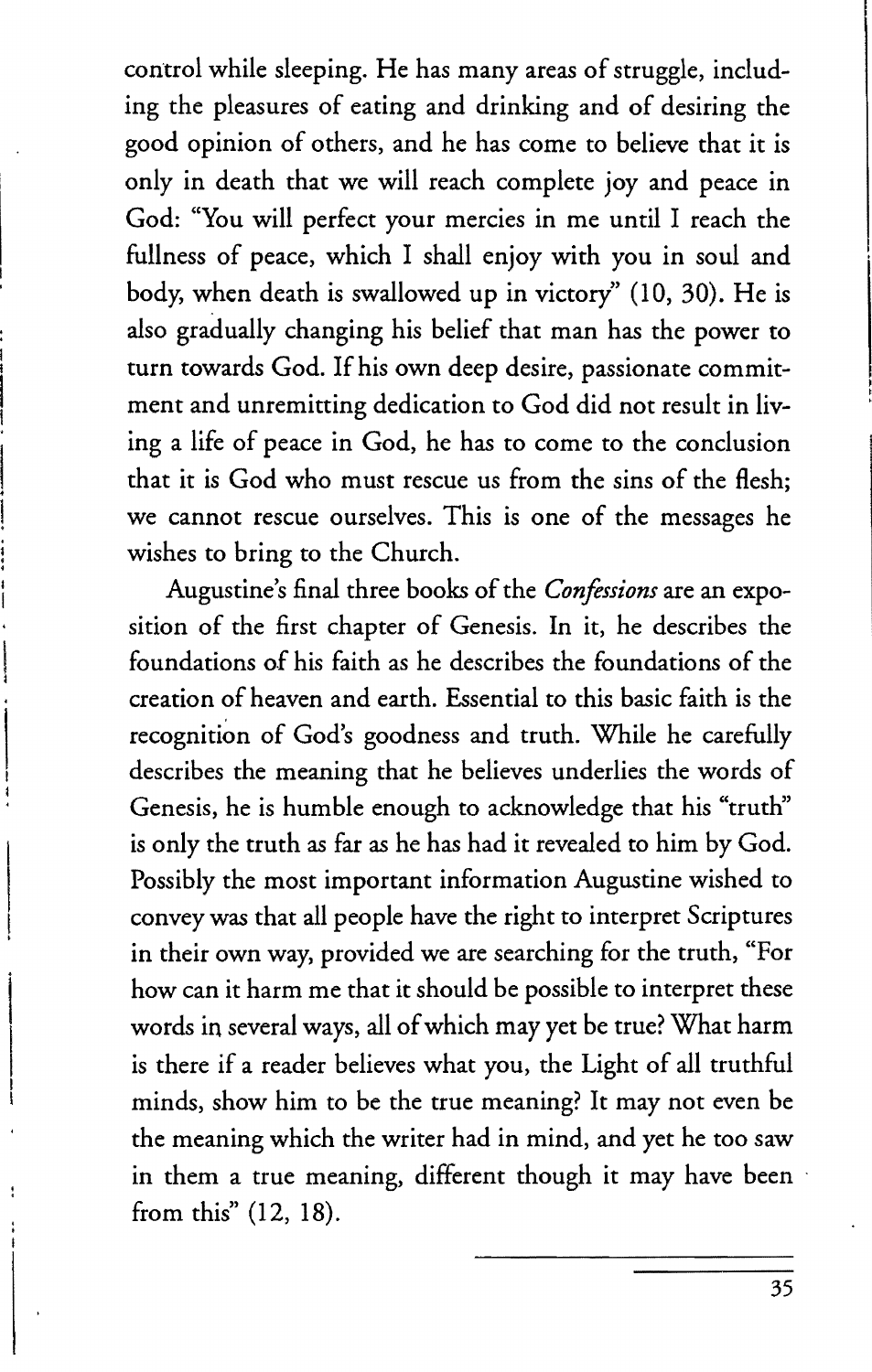control while sleeping. He has many areas of struggle, including the pleasures of eating and drinking and of desiring the good opinion of others, and he has come to believe that it is only in death that we will reach complete joy and peace in God: "You will perfect your mercies in me until I reach the fullness of peace, which I shall enjoy with you in soul and body, when death is swallowed up in victory" (10, 30). He is also gradually changing his belief that man has the power to turn towards God. If his own deep desire, passionate commitment and unremitting dedication to God did not result in living a life of peace in God, he has to come to the conclusion that it is God who must rescue us from the sins of the flesh; we cannot rescue ourselves. This is one of the messages he wishes to bring to the Church.

Augustine's final three books of the *Confessions* are an exposition of the first chapter of Genesis. In it, he describes the foundations of his faith as he describes the foundations of the creation of heaven and earth. Essential to this basic faith is the recognition of God's goodness and truth. While he carefully describes the meaning that he believes underlies the words of Genesis, he is humble enough to acknowledge that his "truth" is only the truth as far as he has had it revealed to him by God. Possibly the most important information Augustine wished to convey was that all people have the right to interpret Scriptures in their own way, provided we are searching for the truth, "For how can it harm me that it should be possible to interpret these words in several ways, all of which may yet be true? What harm is there if a reader believes what you, the Light of all truthful minds, show him to be the true meaning? It may not even be the meaning which the writer had in mind, and yet he too saw in them a true meaning, different though it may have been from this" (12, 18).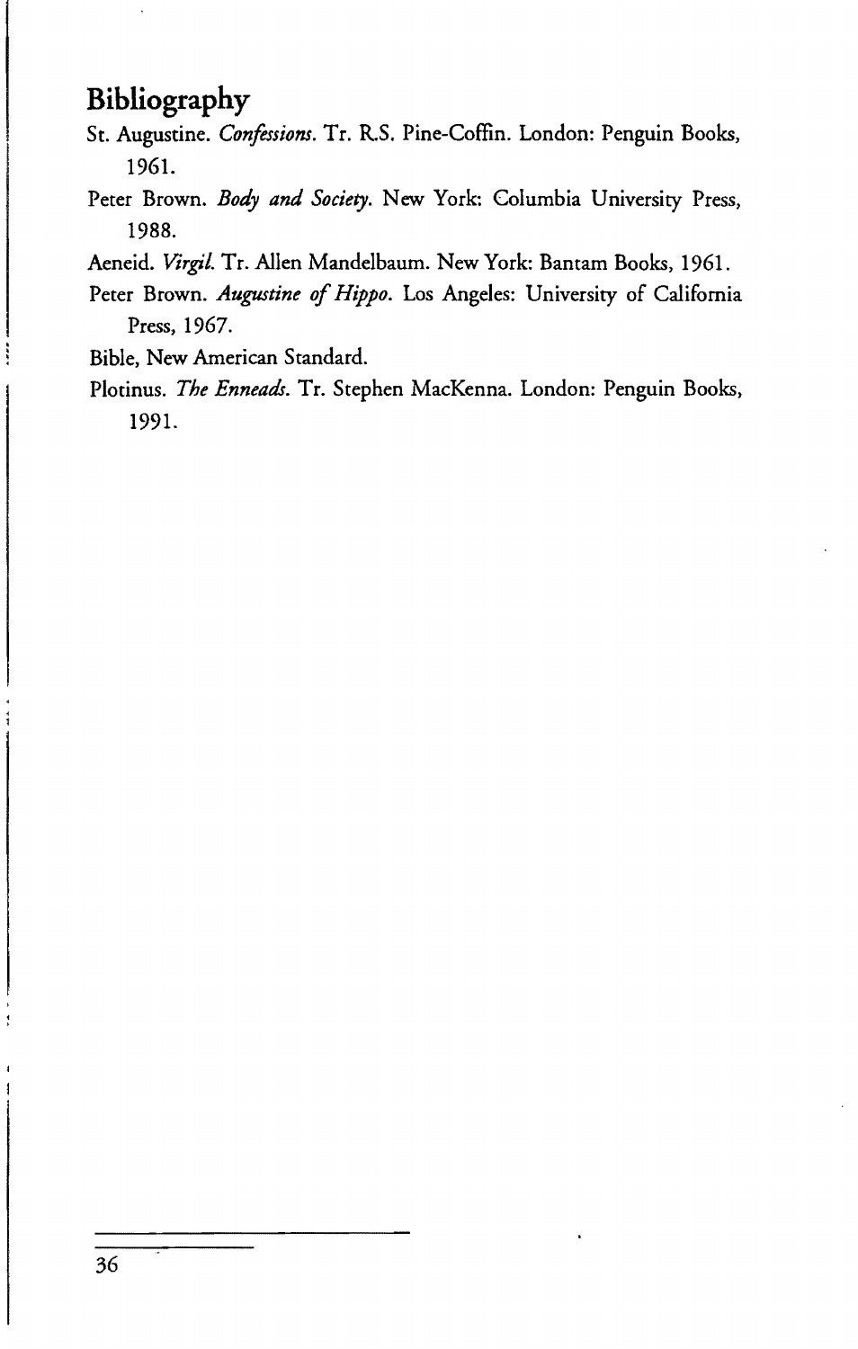## Bibliography

St. Augustine. *Confessions*. Tr. R.S. Pine-Coffin. London: Penguin Books, 1961.

Peter Brown. *Body and Society*. New York: Columbia University Press, 1988.

Aeneid. *Virgil*. Tr. Allen Mandelbaum. New York: Bantam Books, 1961.

Peter Brown. *Augustine of Hippo*. Los Angeles: University of California Press, 1967.

Bible, New American Standard.

Plotinus. *The Enneads*. Tr. Stephen MacKenna. London: Penguin Books, 1991.